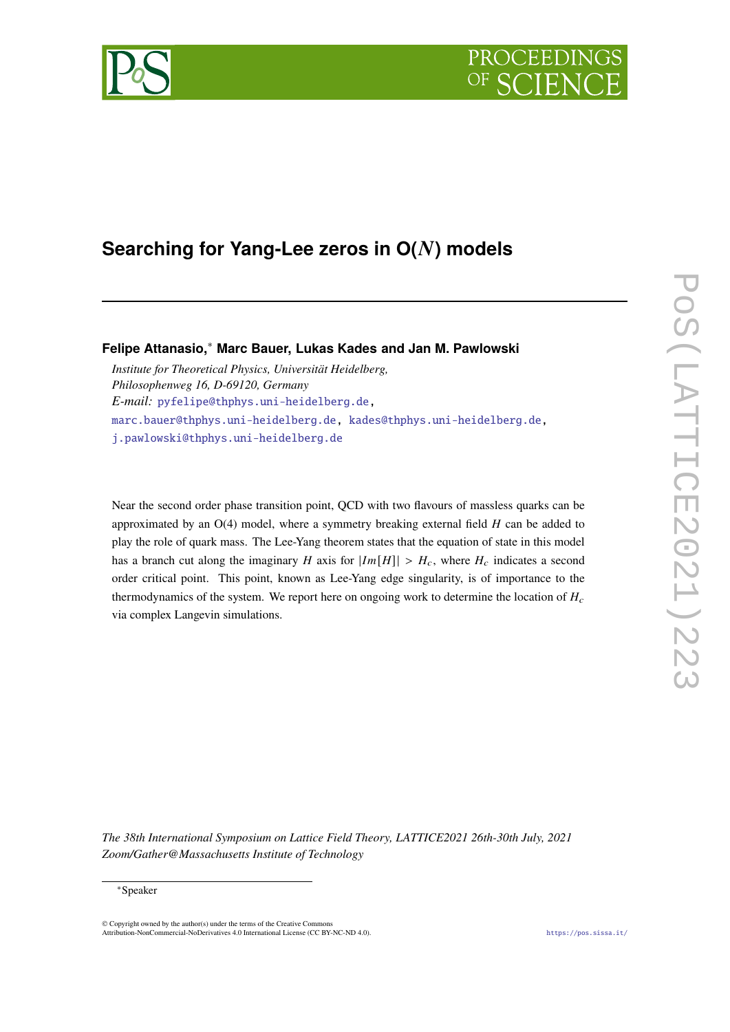# Searching for Yang-Lee zeros in O($N$) models

**Felipe Attanasio,*[*] Marc Bauer, Lukas Kades and Jan M. Pawlowski**

*Institute for Theoretical Physics, Universität Heidelberg, Philosophenweg 16, D-69120, Germany*

*E-mail:* pyfelipe@thphys.uni-heidelberg.de, marc.bauer@thphys.uni-heidelberg.de, kades@thphys.uni-heidelberg.de, j.pawlowski@thphys.uni-heidelberg.de

Near the second order phase transition point, QCD with two flavours of massless quarks can be approximated by an O(4) model, where a symmetry breaking external field $H$ can be added to play the role of quark mass. The Lee-Yang theorem states that the equation of state in this model has a branch cut along the imaginary $H$ axis for $|Im[H]| > H_c$, where $H_c$ indicates a second order critical point. This point, known as Lee-Yang edge singularity, is of importance to the thermodynamics of the system. We report here on ongoing work to determine the location of $H_c$ via complex Langevin simulations.

*The 38th International Symposium on Lattice Field Theory, LATTICE2021 26th-30th July, 2021 Zoom/Gather@Massachusetts Institute of Technology*

[*] Speaker

© Copyright owned by the author(s) under the terms of the Creative Commons Attribution-NonCommercial-NoDerivatives 4.0 International License (CC BY-NC-ND 4.0).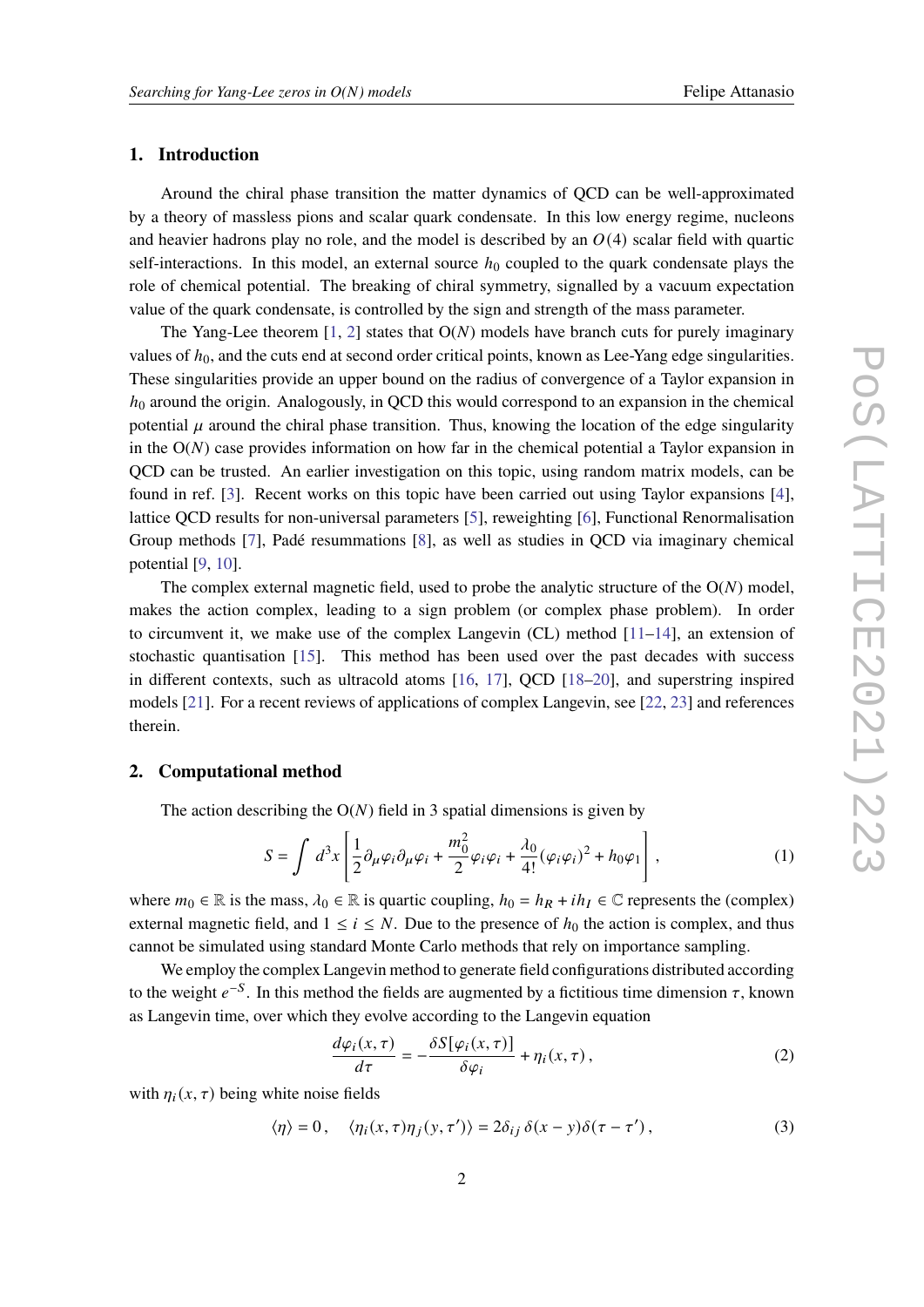## 1. Introduction

Around the chiral phase transition the matter dynamics of QCD can be well-approximated by a theory of massless pions and scalar quark condensate. In this low energy regime, nucleons and heavier hadrons play no role, and the model is described by an $O(4)$ scalar field with quartic self-interactions. In this model, an external source $h_0$ coupled to the quark condensate plays the role of chemical potential. The breaking of chiral symmetry, signalled by a vacuum expectation value of the quark condensate, is controlled by the sign and strength of the mass parameter.

The Yang-Lee theorem [1, 2] states that O($N$) models have branch cuts for purely imaginary values of $h_0$, and the cuts end at second order critical points, known as Lee-Yang edge singularities. These singularities provide an upper bound on the radius of convergence of a Taylor expansion in $h_0$ around the origin. Analogously, in QCD this would correspond to an expansion in the chemical potential $\mu$ around the chiral phase transition. Thus, knowing the location of the edge singularity in the O($N$) case provides information on how far in the chemical potential a Taylor expansion in QCD can be trusted. An earlier investigation on this topic, using random matrix models, can be found in ref. [3]. Recent works on this topic have been carried out using Taylor expansions [4], lattice QCD results for non-universal parameters [5], reweighting [6], Functional Renormalisation Group methods [7], Padé resummations [8], as well as studies in QCD via imaginary chemical potential [9, 10].

The complex external magnetic field, used to probe the analytic structure of the O($N$) model, makes the action complex, leading to a sign problem (or complex phase problem). In order to circumvent it, we make use of the complex Langevin (CL) method [11–14], an extension of stochastic quantisation [15]. This method has been used over the past decades with success in different contexts, such as ultracold atoms [16, 17], QCD [18–20], and superstring inspired models [21]. For a recent reviews of applications of complex Langevin, see [22, 23] and references therein.

## 2. Computational method

The action describing the O($N$) field in 3 spatial dimensions is given by

$$S = \int d^3x \left[ \frac{1}{2}\partial_\mu \varphi_i \partial_\mu \varphi_i + \frac{m_0^2}{2}\varphi_i\varphi_i + \frac{\lambda_0}{4!}(\varphi_i\varphi_i)^2 + h_0\varphi_1 \right], \tag{1}$$

where $m_0 \in \mathbb{R}$ is the mass, $\lambda_0 \in \mathbb{R}$ is quartic coupling, $h_0 = h_R + ih_I \in \mathbb{C}$ represents the (complex) external magnetic field, and $1 \le i \le N$. Due to the presence of $h_0$ the action is complex, and thus cannot be simulated using standard Monte Carlo methods that rely on importance sampling.

We employ the complex Langevin method to generate field configurations distributed according to the weight $e^{-S}$. In this method the fields are augmented by a fictitious time dimension $\tau$, known as Langevin time, over which they evolve according to the Langevin equation

$$\frac{d\varphi_i(x,\tau)}{d\tau} = -\frac{\delta S[\varphi_i(x,\tau)]}{\delta\varphi_i} + \eta_i(x,\tau), \tag{2}$$

with $\eta_i(x,\tau)$ being white noise fields

$$\langle \eta \rangle = 0, \quad \langle \eta_i(x,\tau)\eta_j(y,\tau')\rangle = 2\delta_{ij}\,\delta(x-y)\delta(\tau-\tau'), \tag{3}$$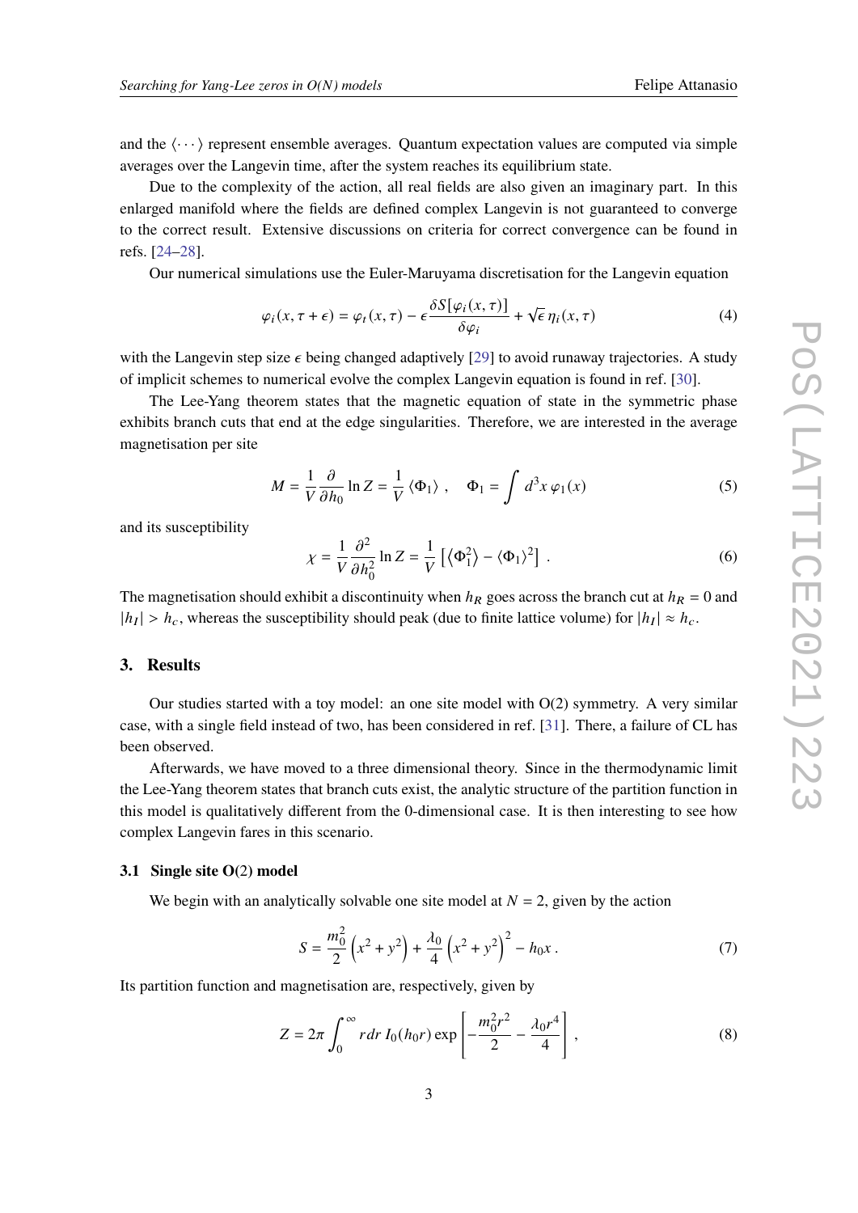and the $\langle \cdots \rangle$ represent ensemble averages. Quantum expectation values are computed via simple averages over the Langevin time, after the system reaches its equilibrium state.

Due to the complexity of the action, all real fields are also given an imaginary part. In this enlarged manifold where the fields are defined complex Langevin is not guaranteed to converge to the correct result. Extensive discussions on criteria for correct convergence can be found in refs. [24–28].

Our numerical simulations use the Euler-Maruyama discretisation for the Langevin equation

$$\varphi_i(x, \tau + \epsilon) = \varphi_t(x, \tau) - \epsilon \frac{\delta S[\varphi_i(x, \tau)]}{\delta \varphi_i} + \sqrt{\epsilon}\, \eta_i(x, \tau) \tag{4}$$

with the Langevin step size $\epsilon$ being changed adaptively [29] to avoid runaway trajectories. A study of implicit schemes to numerical evolve the complex Langevin equation is found in ref. [30].

The Lee-Yang theorem states that the magnetic equation of state in the symmetric phase exhibits branch cuts that end at the edge singularities. Therefore, we are interested in the average magnetisation per site

$$M = \frac{1}{V} \frac{\partial}{\partial h_0} \ln Z = \frac{1}{V} \langle \Phi_1 \rangle \ , \quad \Phi_1 = \int d^3x\, \varphi_1(x) \tag{5}$$

and its susceptibility

$$\chi = \frac{1}{V} \frac{\partial^2}{\partial h_0^2} \ln Z = \frac{1}{V} \left[ \langle \Phi_1^2 \rangle - \langle \Phi_1 \rangle^2 \right] \ . \tag{6}$$

The magnetisation should exhibit a discontinuity when $h_R$ goes across the branch cut at $h_R = 0$ and $|h_I| > h_c$, whereas the susceptibility should peak (due to finite lattice volume) for $|h_I| \approx h_c$.

## 3. Results

Our studies started with a toy model: an one site model with O(2) symmetry. A very similar case, with a single field instead of two, has been considered in ref. [31]. There, a failure of CL has been observed.

Afterwards, we have moved to a three dimensional theory. Since in the thermodynamic limit the Lee-Yang theorem states that branch cuts exist, the analytic structure of the partition function in this model is qualitatively different from the 0-dimensional case. It is then interesting to see how complex Langevin fares in this scenario.

### 3.1 Single site O(2) model

We begin with an analytically solvable one site model at $N = 2$, given by the action

$$S = \frac{m_0^2}{2} \left( x^2 + y^2 \right) + \frac{\lambda_0}{4} \left( x^2 + y^2 \right)^2 - h_0 x \, . \tag{7}$$

Its partition function and magnetisation are, respectively, given by

$$Z = 2\pi \int_0^\infty r\, dr\, I_0(h_0 r) \exp\left[ -\frac{m_0^2 r^2}{2} - \frac{\lambda_0 r^4}{4} \right] , \tag{8}$$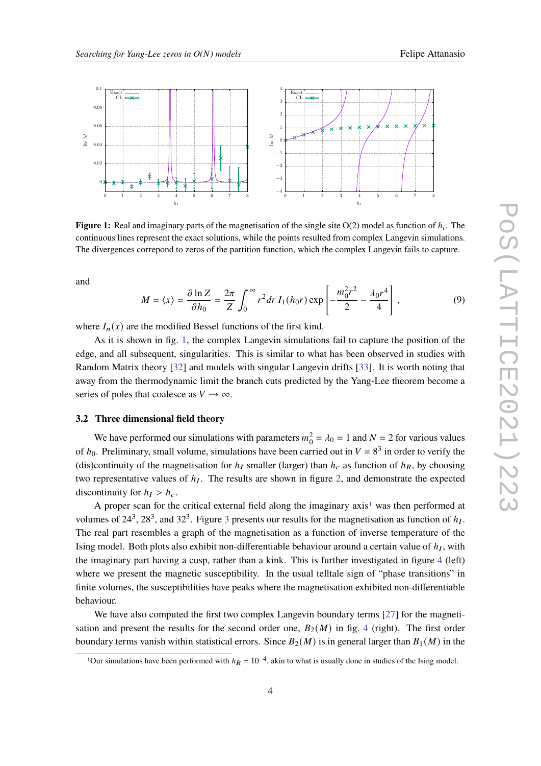**Figure 1:** Real and imaginary parts of the magnetisation of the single site O(2) model as function of $h_i$. The continuous lines represent the exact solutions, while the points resulted from complex Langevin simulations. The divergences correpond to zeros of the partition function, which the complex Langevin fails to capture.

and

$$M = \langle x \rangle = \frac{\partial \ln Z}{\partial h_0} = \frac{2\pi}{Z} \int_0^\infty r^2 dr\, I_1(h_0 r) \exp\left[ -\frac{m_0^2 r^2}{2} - \frac{\lambda_0 r^4}{4} \right], \tag{9}$$

where $I_n(x)$ are the modified Bessel functions of the first kind.

As it is shown in fig. 1, the complex Langevin simulations fail to capture the position of the edge, and all subsequent, singularities. This is similar to what has been observed in studies with Random Matrix theory [32] and models with singular Langevin drifts [33]. It is worth noting that away from the thermodynamic limit the branch cuts predicted by the Yang-Lee theorem become a series of poles that coalesce as $V \to \infty$.

### 3.2 Three dimensional field theory

We have performed our simulations with parameters $m_0^2 = \lambda_0 = 1$ and $N = 2$ for various values of $h_0$. Preliminary, small volume, simulations have been carried out in $V = 8^3$ in order to verify the (dis)continuity of the magnetisation for $h_I$ smaller (larger) than $h_c$ as function of $h_R$, by choosing two representative values of $h_I$. The results are shown in figure 2, and demonstrate the expected discontinuity for $h_I > h_c$.

A proper scan for the critical external field along the imaginary axis[1] was then performed at volumes of $24^3$, $28^3$, and $32^3$. Figure 3 presents our results for the magnetisation as function of $h_I$. The real part resembles a graph of the magnetisation as a function of inverse temperature of the Ising model. Both plots also exhibit non-differentiable behaviour around a certain value of $h_I$, with the imaginary part having a cusp, rather than a kink. This is further investigated in figure 4 (left) where we present the magnetic susceptibility. In the usual telltale sign of "phase transitions" in finite volumes, the susceptibilities have peaks where the magnetisation exhibited non-differentiable behaviour.

We have also computed the first two complex Langevin boundary terms [27] for the magnetisation and present the results for the second order one, $B_2(M)$ in fig. 4 (right). The first order boundary terms vanish within statistical errors. Since $B_2(M)$ is in general larger than $B_1(M)$ in the

[1] Our simulations have been performed with $h_R = 10^{-4}$, akin to what is usually done in studies of the Ising model.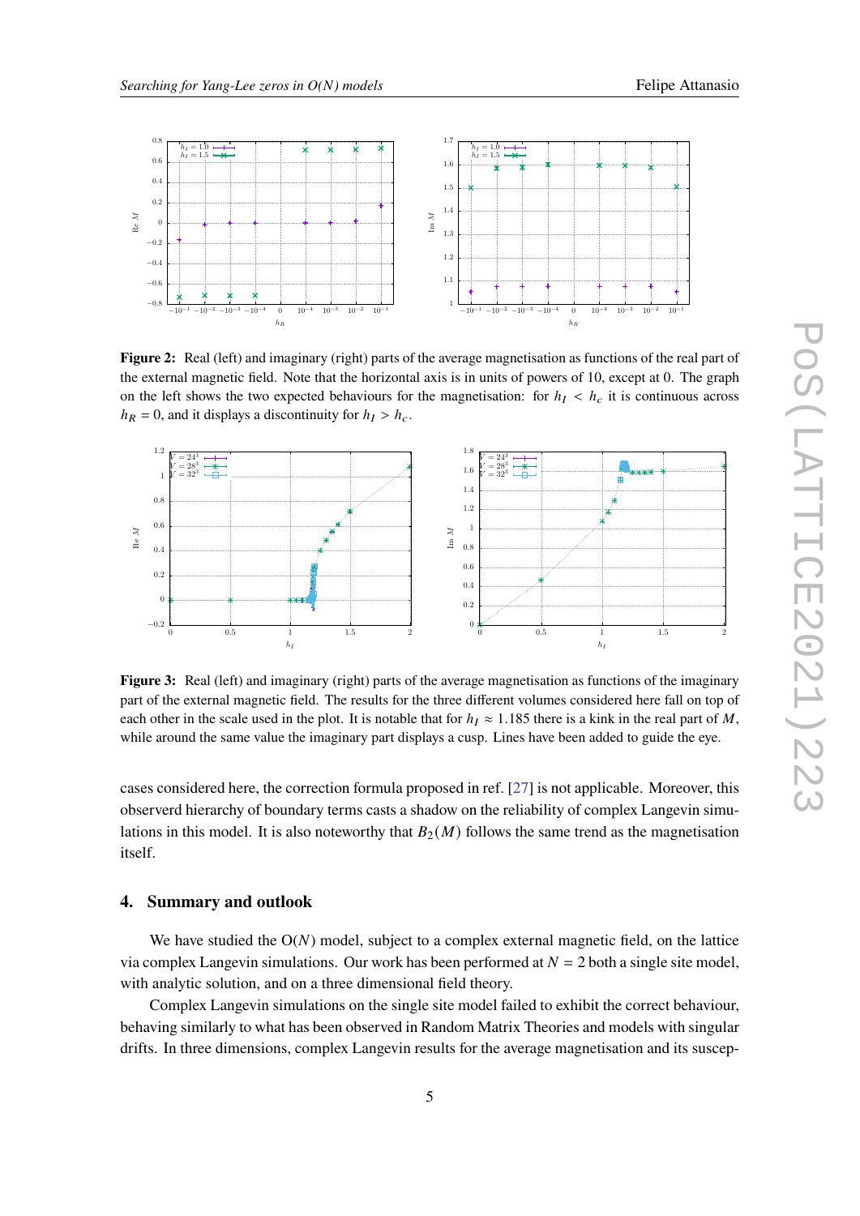**Figure 2:** Real (left) and imaginary (right) parts of the average magnetisation as functions of the real part of the external magnetic field. Note that the horizontal axis is in units of powers of 10, except at 0. The graph on the left shows the two expected behaviours for the magnetisation: for $h_I < h_c$ it is continuous across $h_R = 0$, and it displays a discontinuity for $h_I > h_c$.

**Figure 3:** Real (left) and imaginary (right) parts of the average magnetisation as functions of the imaginary part of the external magnetic field. The results for the three different volumes considered here fall on top of each other in the scale used in the plot. It is notable that for $h_I \approx 1.185$ there is a kink in the real part of $M$, while around the same value the imaginary part displays a cusp. Lines have been added to guide the eye.

cases considered here, the correction formula proposed in ref. [27] is not applicable. Moreover, this observerd hierarchy of boundary terms casts a shadow on the reliability of complex Langevin simulations in this model. It is also noteworthy that $B_2(M)$ follows the same trend as the magnetisation itself.

## 4. Summary and outlook

We have studied the O($N$) model, subject to a complex external magnetic field, on the lattice via complex Langevin simulations. Our work has been performed at $N = 2$ both a single site model, with analytic solution, and on a three dimensional field theory.

Complex Langevin simulations on the single site model failed to exhibit the correct behaviour, behaving similarly to what has been observed in Random Matrix Theories and models with singular drifts. In three dimensions, complex Langevin results for the average magnetisation and its suscep-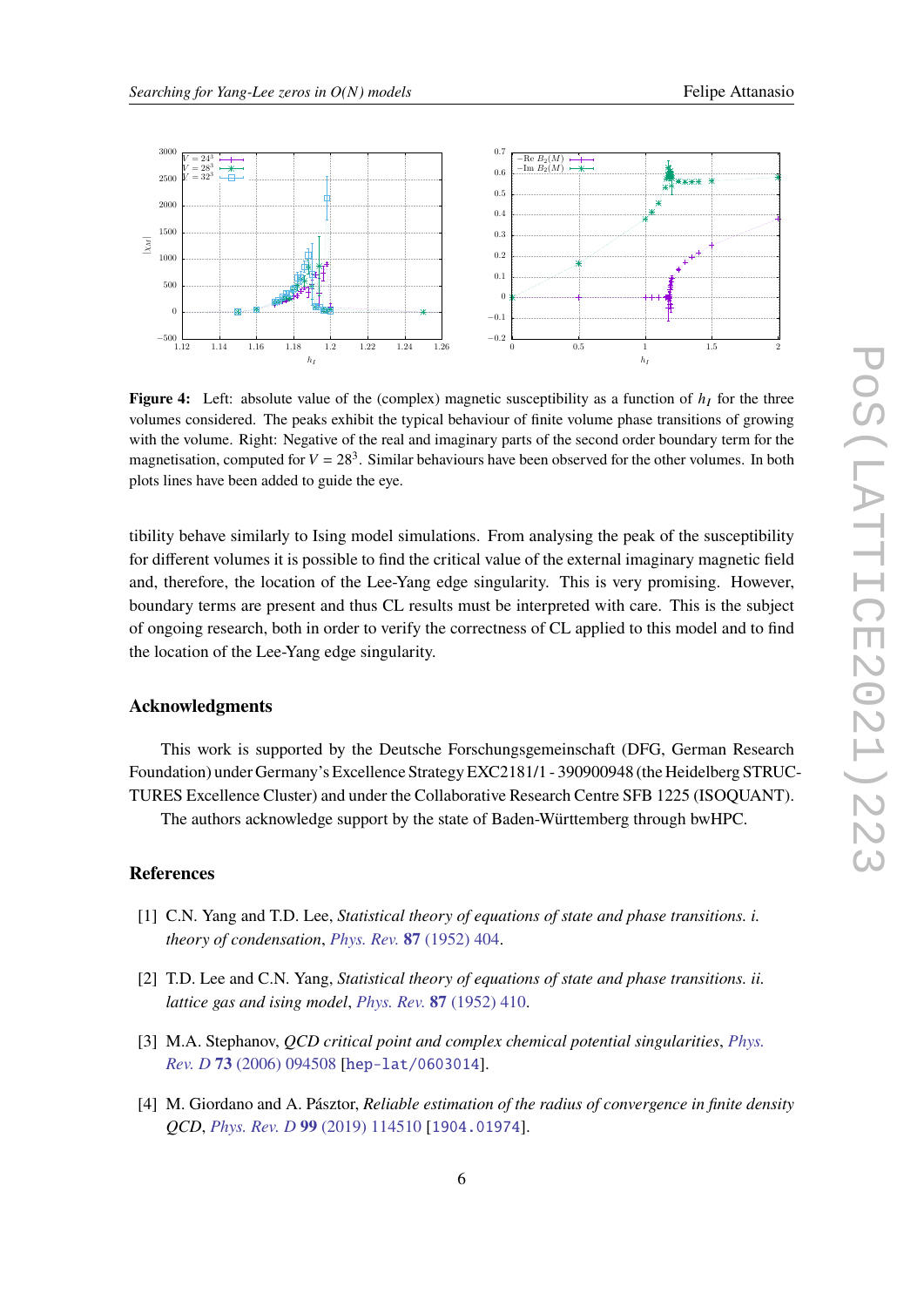**Figure 4:** Left: absolute value of the (complex) magnetic susceptibility as a function of $h_I$ for the three volumes considered. The peaks exhibit the typical behaviour of finite volume phase transitions of growing with the volume. Right: Negative of the real and imaginary parts of the second order boundary term for the magnetisation, computed for $V = 28^3$. Similar behaviours have been observed for the other volumes. In both plots lines have been added to guide the eye.

tibility behave similarly to Ising model simulations. From analysing the peak of the susceptibility for different volumes it is possible to find the critical value of the external imaginary magnetic field and, therefore, the location of the Lee-Yang edge singularity. This is very promising. However, boundary terms are present and thus CL results must be interpreted with care. This is the subject of ongoing research, both in order to verify the correctness of CL applied to this model and to find the location of the Lee-Yang edge singularity.

## Acknowledgments

This work is supported by the Deutsche Forschungsgemeinschaft (DFG, German Research Foundation) under Germany's Excellence Strategy EXC2181/1 - 390900948 (the Heidelberg STRUCTURES Excellence Cluster) and under the Collaborative Research Centre SFB 1225 (ISOQUANT).

The authors acknowledge support by the state of Baden-Württemberg through bwHPC.

## References

[1] C.N. Yang and T.D. Lee, *Statistical theory of equations of state and phase transitions. i. theory of condensation*, *Phys. Rev.* **87** (1952) 404.

[2] T.D. Lee and C.N. Yang, *Statistical theory of equations of state and phase transitions. ii. lattice gas and ising model*, *Phys. Rev.* **87** (1952) 410.

[3] M.A. Stephanov, *QCD critical point and complex chemical potential singularities*, *Phys. Rev. D* **73** (2006) 094508 [hep-lat/0603014].

[4] M. Giordano and A. Pásztor, *Reliable estimation of the radius of convergence in finite density QCD*, *Phys. Rev. D* **99** (2019) 114510 [1904.01974].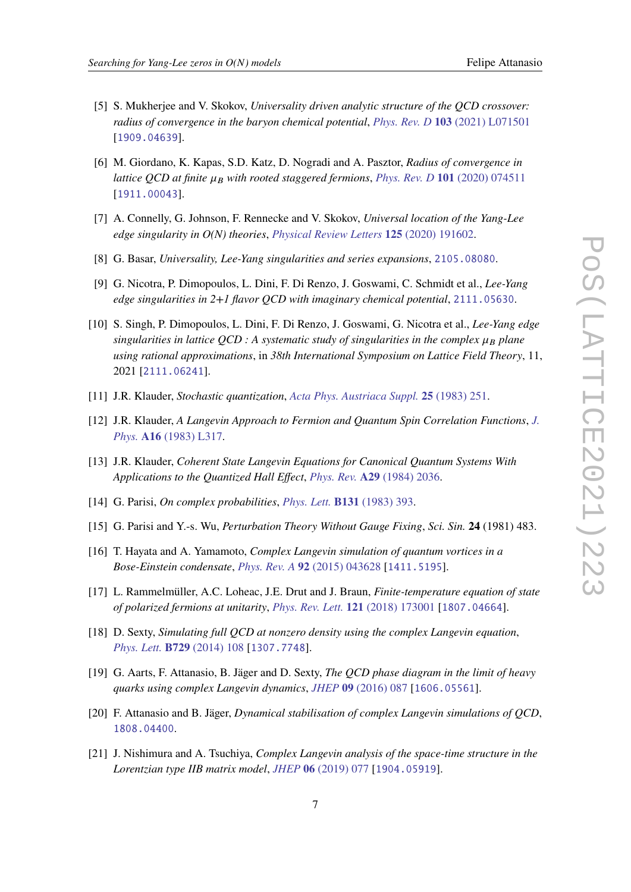[5] S. Mukherjee and V. Skokov, *Universality driven analytic structure of the QCD crossover: radius of convergence in the baryon chemical potential*, *Phys. Rev. D* **103** (2021) L071501 [1909.04639].

[6] M. Giordano, K. Kapas, S.D. Katz, D. Nogradi and A. Pasztor, *Radius of convergence in lattice QCD at finite $\mu_B$ with rooted staggered fermions*, *Phys. Rev. D* **101** (2020) 074511 [1911.00043].

[7] A. Connelly, G. Johnson, F. Rennecke and V. Skokov, *Universal location of the Yang-Lee edge singularity in O(N) theories*, *Physical Review Letters* **125** (2020) 191602.

[8] G. Basar, *Universality, Lee-Yang singularities and series expansions*, 2105.08080.

[9] G. Nicotra, P. Dimopoulos, L. Dini, F. Di Renzo, J. Goswami, C. Schmidt et al., *Lee-Yang edge singularities in 2+1 flavor QCD with imaginary chemical potential*, 2111.05630.

[10] S. Singh, P. Dimopoulos, L. Dini, F. Di Renzo, J. Goswami, G. Nicotra et al., *Lee-Yang edge singularities in lattice QCD : A systematic study of singularities in the complex $\mu_B$ plane using rational approximations*, in *38th International Symposium on Lattice Field Theory*, 11, 2021 [2111.06241].

[11] J.R. Klauder, *Stochastic quantization*, *Acta Phys. Austriaca Suppl.* **25** (1983) 251.

[12] J.R. Klauder, *A Langevin Approach to Fermion and Quantum Spin Correlation Functions*, *J. Phys.* **A16** (1983) L317.

[13] J.R. Klauder, *Coherent State Langevin Equations for Canonical Quantum Systems With Applications to the Quantized Hall Effect*, *Phys. Rev.* **A29** (1984) 2036.

[14] G. Parisi, *On complex probabilities*, *Phys. Lett.* **B131** (1983) 393.

[15] G. Parisi and Y.-s. Wu, *Perturbation Theory Without Gauge Fixing*, *Sci. Sin.* **24** (1981) 483.

[16] T. Hayata and A. Yamamoto, *Complex Langevin simulation of quantum vortices in a Bose-Einstein condensate*, *Phys. Rev. A* **92** (2015) 043628 [1411.5195].

[17] L. Rammelmüller, A.C. Loheac, J.E. Drut and J. Braun, *Finite-temperature equation of state of polarized fermions at unitarity*, *Phys. Rev. Lett.* **121** (2018) 173001 [1807.04664].

[18] D. Sexty, *Simulating full QCD at nonzero density using the complex Langevin equation*, *Phys. Lett.* **B729** (2014) 108 [1307.7748].

[19] G. Aarts, F. Attanasio, B. Jäger and D. Sexty, *The QCD phase diagram in the limit of heavy quarks using complex Langevin dynamics*, *JHEP* **09** (2016) 087 [1606.05561].

[20] F. Attanasio and B. Jäger, *Dynamical stabilisation of complex Langevin simulations of QCD*, 1808.04400.

[21] J. Nishimura and A. Tsuchiya, *Complex Langevin analysis of the space-time structure in the Lorentzian type IIB matrix model*, *JHEP* **06** (2019) 077 [1904.05919].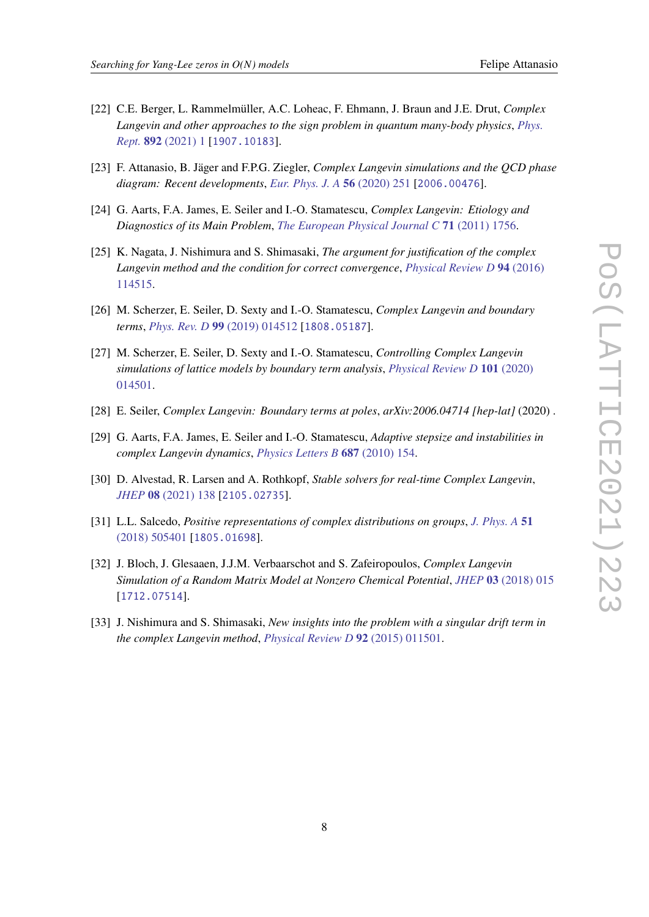[22] C.E. Berger, L. Rammelmüller, A.C. Loheac, F. Ehmann, J. Braun and J.E. Drut, *Complex Langevin and other approaches to the sign problem in quantum many-body physics*, *Phys. Rept.* **892** (2021) 1 [1907.10183].

[23] F. Attanasio, B. Jäger and F.P.G. Ziegler, *Complex Langevin simulations and the QCD phase diagram: Recent developments*, *Eur. Phys. J. A* **56** (2020) 251 [2006.00476].

[24] G. Aarts, F.A. James, E. Seiler and I.-O. Stamatescu, *Complex Langevin: Etiology and Diagnostics of its Main Problem*, *The European Physical Journal C* **71** (2011) 1756.

[25] K. Nagata, J. Nishimura and S. Shimasaki, *The argument for justification of the complex Langevin method and the condition for correct convergence*, *Physical Review D* **94** (2016) 114515.

[26] M. Scherzer, E. Seiler, D. Sexty and I.-O. Stamatescu, *Complex Langevin and boundary terms*, *Phys. Rev. D* **99** (2019) 014512 [1808.05187].

[27] M. Scherzer, E. Seiler, D. Sexty and I.-O. Stamatescu, *Controlling Complex Langevin simulations of lattice models by boundary term analysis*, *Physical Review D* **101** (2020) 014501.

[28] E. Seiler, *Complex Langevin: Boundary terms at poles*, *arXiv:2006.04714 [hep-lat]* (2020) .

[29] G. Aarts, F.A. James, E. Seiler and I.-O. Stamatescu, *Adaptive stepsize and instabilities in complex Langevin dynamics*, *Physics Letters B* **687** (2010) 154.

[30] D. Alvestad, R. Larsen and A. Rothkopf, *Stable solvers for real-time Complex Langevin*, *JHEP* **08** (2021) 138 [2105.02735].

[31] L.L. Salcedo, *Positive representations of complex distributions on groups*, *J. Phys. A* **51** (2018) 505401 [1805.01698].

[32] J. Bloch, J. Glesaaen, J.J.M. Verbaarschot and S. Zafeiropoulos, *Complex Langevin Simulation of a Random Matrix Model at Nonzero Chemical Potential*, *JHEP* **03** (2018) 015 [1712.07514].

[33] J. Nishimura and S. Shimasaki, *New insights into the problem with a singular drift term in the complex Langevin method*, *Physical Review D* **92** (2015) 011501.